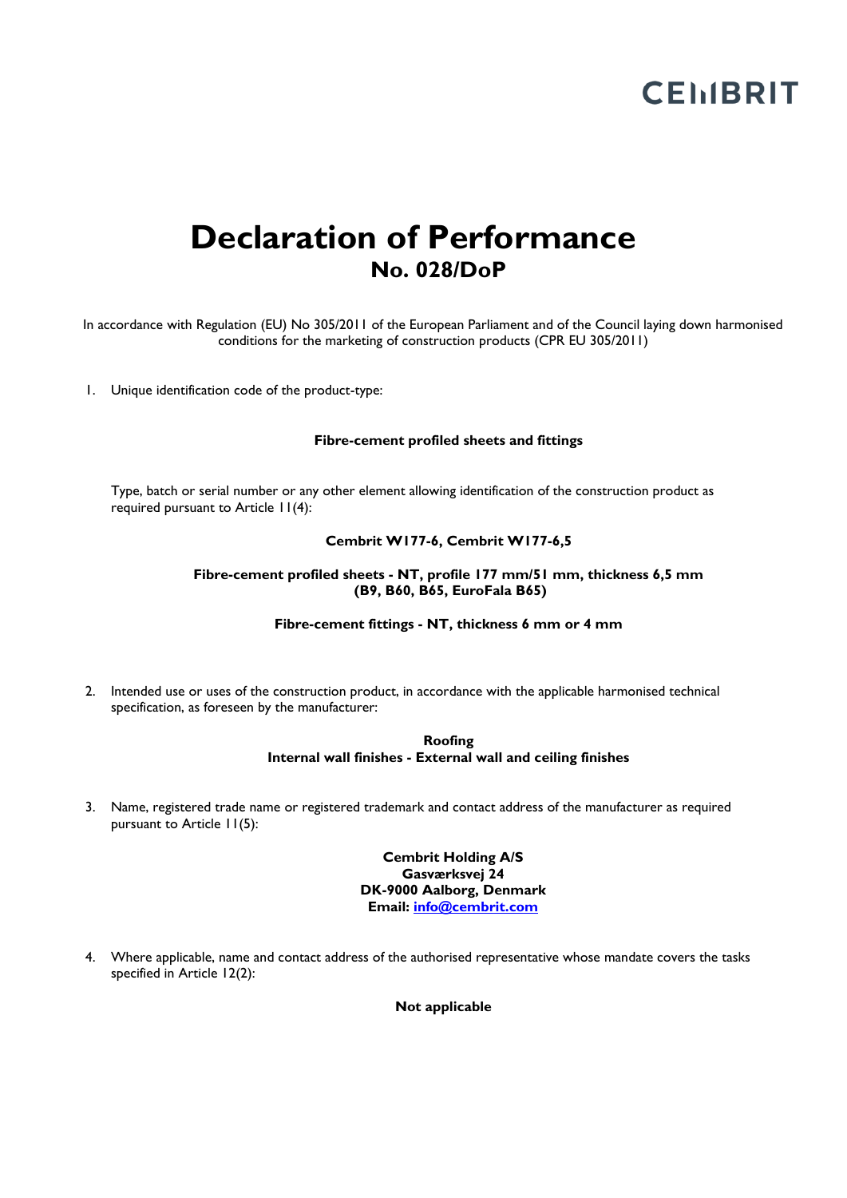CEMBRIT

# Declaration of Performance

## No. 028/DoP

In accordance with Regulation (EU) No 305/2011 of the European Parliament and of the Council laying down harmonised conditions for the marketing of construction products (CPR EU 305/2011)

1. Unique identification code of the product-type:

   **Fibre-cement profiled sheets and fittings**

   Type, batch or serial number or any other element allowing identification of the construction product as required pursuant to Article 11(4):

   **Cembrit W177-6, Cembrit W177-6,5**

   **Fibre-cement profiled sheets - NT, profile 177 mm/51 mm, thickness 6,5 mm (B9, B60, B65, EuroFala B65)**

   **Fibre-cement fittings - NT, thickness 6 mm or 4 mm**

2. Intended use or uses of the construction product, in accordance with the applicable harmonised technical specification, as foreseen by the manufacturer:

   **Roofing**
   **Internal wall finishes - External wall and ceiling finishes**

3. Name, registered trade name or registered trademark and contact address of the manufacturer as required pursuant to Article 11(5):

   **Cembrit Holding A/S**
   **Gasværksvej 24**
   **DK-9000 Aalborg, Denmark**
   **Email: info@cembrit.com**

4. Where applicable, name and contact address of the authorised representative whose mandate covers the tasks specified in Article 12(2):

   **Not applicable**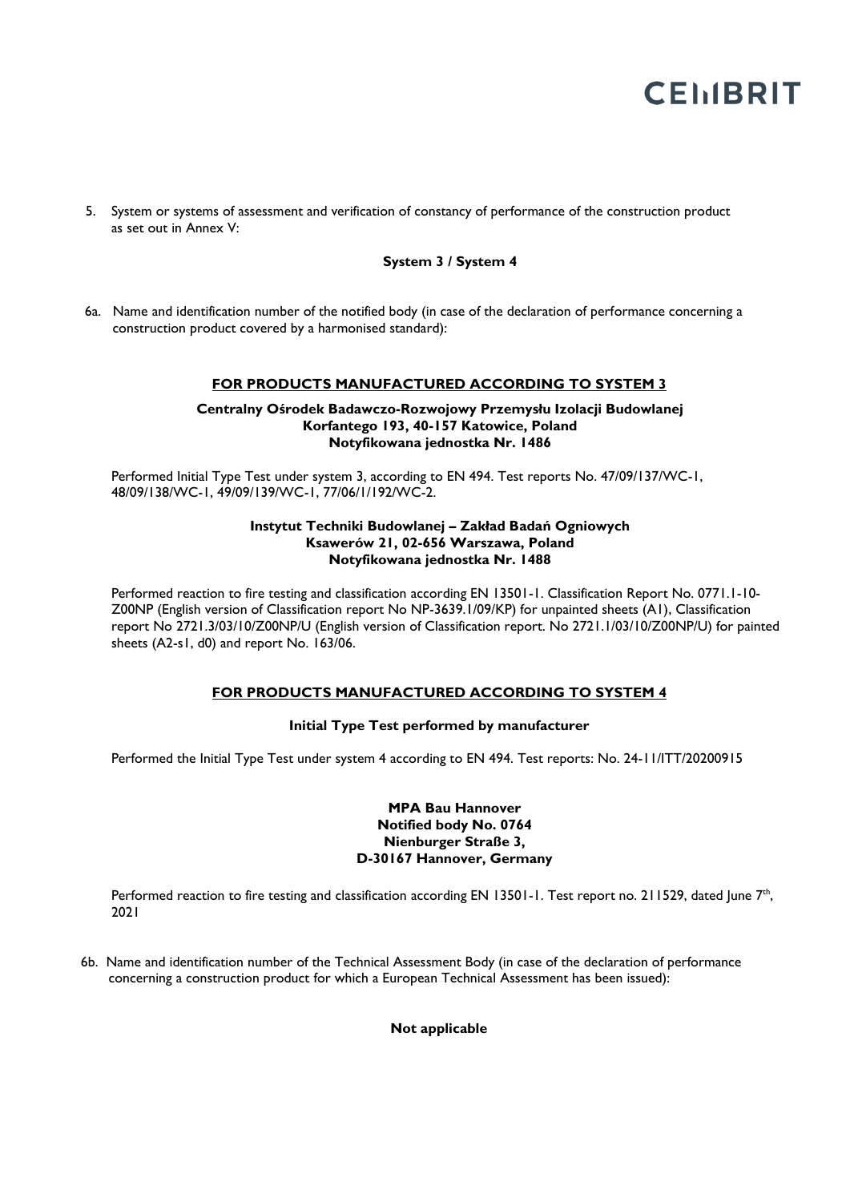5. System or systems of assessment and verification of constancy of performance of the construction product as set out in Annex V:

**System 3 / System 4**

6a. Name and identification number of the notified body (in case of the declaration of performance concerning a construction product covered by a harmonised standard):

**FOR PRODUCTS MANUFACTURED ACCORDING TO SYSTEM 3**

**Centralny Ośrodek Badawczo-Rozwojowy Przemysłu Izolacji Budowlanej**
**Korfantego 193, 40-157 Katowice, Poland**
**Notyfikowana jednostka Nr. 1486**

Performed Initial Type Test under system 3, according to EN 494. Test reports No. 47/09/137/WC-1, 48/09/138/WC-1, 49/09/139/WC-1, 77/06/1/192/WC-2.

**Instytut Techniki Budowlanej – Zakład Badań Ogniowych**
**Ksawerów 21, 02-656 Warszawa, Poland**
**Notyfikowana jednostka Nr. 1488**

Performed reaction to fire testing and classification according EN 13501-1. Classification Report No. 0771.1-10-Z00NP (English version of Classification report No NP-3639.1/09/KP) for unpainted sheets (A1), Classification report No 2721.3/03/10/Z00NP/U (English version of Classification report. No 2721.1/03/10/Z00NP/U) for painted sheets (A2-s1, d0) and report No. 163/06.

**FOR PRODUCTS MANUFACTURED ACCORDING TO SYSTEM 4**

**Initial Type Test performed by manufacturer**

Performed the Initial Type Test under system 4 according to EN 494. Test reports: No. 24-11/ITT/20200915

**MPA Bau Hannover**
**Notified body No. 0764**
**Nienburger Straße 3,**
**D-30167 Hannover, Germany**

Performed reaction to fire testing and classification according EN 13501-1. Test report no. 211529, dated June 7th, 2021

6b. Name and identification number of the Technical Assessment Body (in case of the declaration of performance concerning a construction product for which a European Technical Assessment has been issued):

**Not applicable**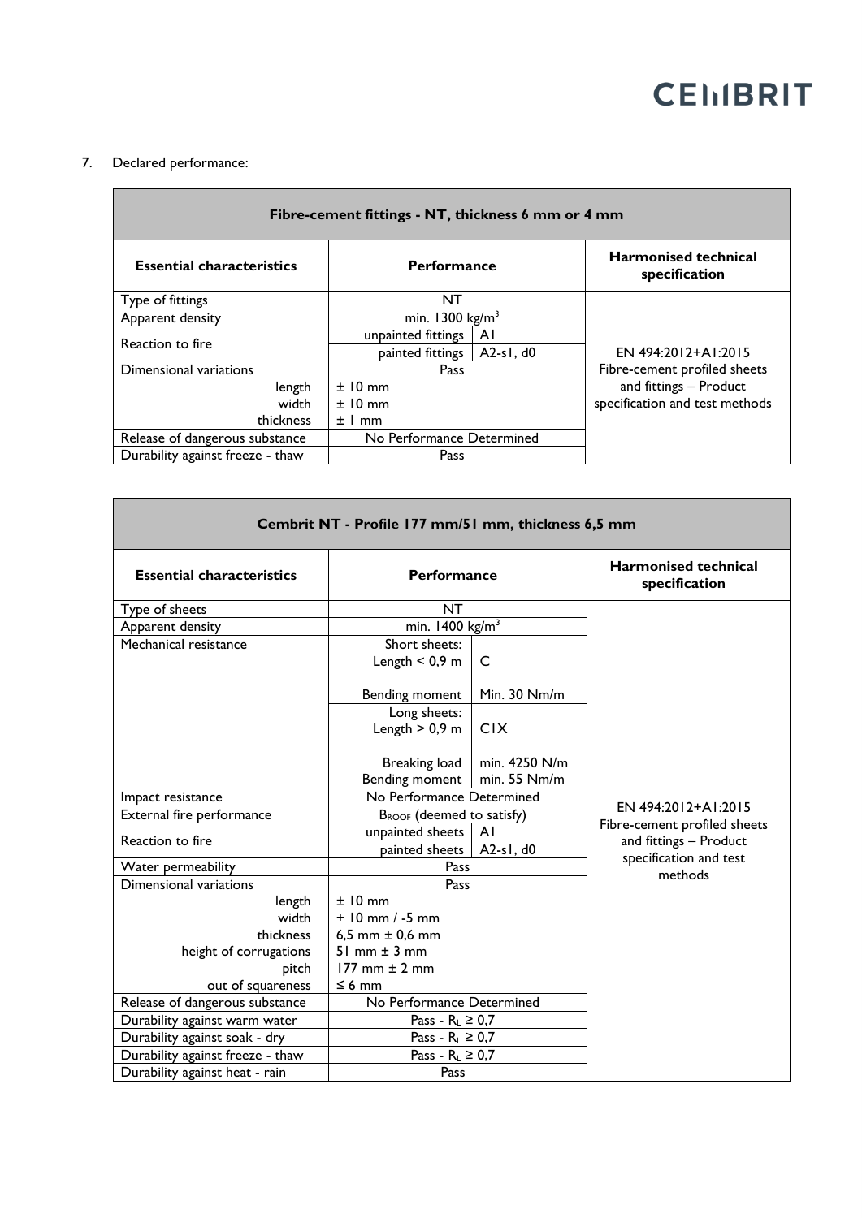7. Declared performance:

| Fibre-cement fittings - NT, thickness 6 mm or 4 mm | | | |
|---|---|---|---|
| **Essential characteristics** | **Performance** | | **Harmonised technical specification** |
| Type of fittings | NT | | EN 494:2012+A1:2015 Fibre-cement profiled sheets and fittings – Product specification and test methods |
| Apparent density | min. 1300 kg/m$^3$ | | |
| Reaction to fire | unpainted fittings | A1 | |
| | painted fittings | A2-s1, d0 | |
| Dimensional variations | Pass | | |
| length | ± 10 mm | | |
| width | ± 10 mm | | |
| thickness | ± 1 mm | | |
| Release of dangerous substance | No Performance Determined | | |
| Durability against freeze - thaw | Pass | | |

| Cembrit NT - Profile 177 mm/51 mm, thickness 6,5 mm | | | |
|---|---|---|---|
| **Essential characteristics** | **Performance** | | **Harmonised technical specification** |
| Type of sheets | NT | | EN 494:2012+A1:2015 Fibre-cement profiled sheets and fittings – Product specification and test methods |
| Apparent density | min. 1400 kg/m$^3$ | | |
| Mechanical resistance | Short sheets: Length < 0,9 m | C | |
| | Bending moment | Min. 30 Nm/m | |
| | Long sheets: Length > 0,9 m | C1X | |
| | Breaking load | min. 4250 N/m | |
| | Bending moment | min. 55 Nm/m | |
| Impact resistance | No Performance Determined | | |
| External fire performance | $B_{ROOF}$ (deemed to satisfy) | | |
| Reaction to fire | unpainted sheets | A1 | |
| | painted sheets | A2-s1, d0 | |
| Water permeability | Pass | | |
| Dimensional variations | Pass | | |
| length | ± 10 mm | | |
| width | + 10 mm / -5 mm | | |
| thickness | 6,5 mm ± 0,6 mm | | |
| height of corrugations | 51 mm ± 3 mm | | |
| pitch | 177 mm ± 2 mm | | |
| out of squareness | ≤ 6 mm | | |
| Release of dangerous substance | No Performance Determined | | |
| Durability against warm water | Pass - $R_L \geq 0{,}7$ | | |
| Durability against soak - dry | Pass - $R_L \geq 0{,}7$ | | |
| Durability against freeze - thaw | Pass - $R_L \geq 0{,}7$ | | |
| Durability against heat - rain | Pass | | |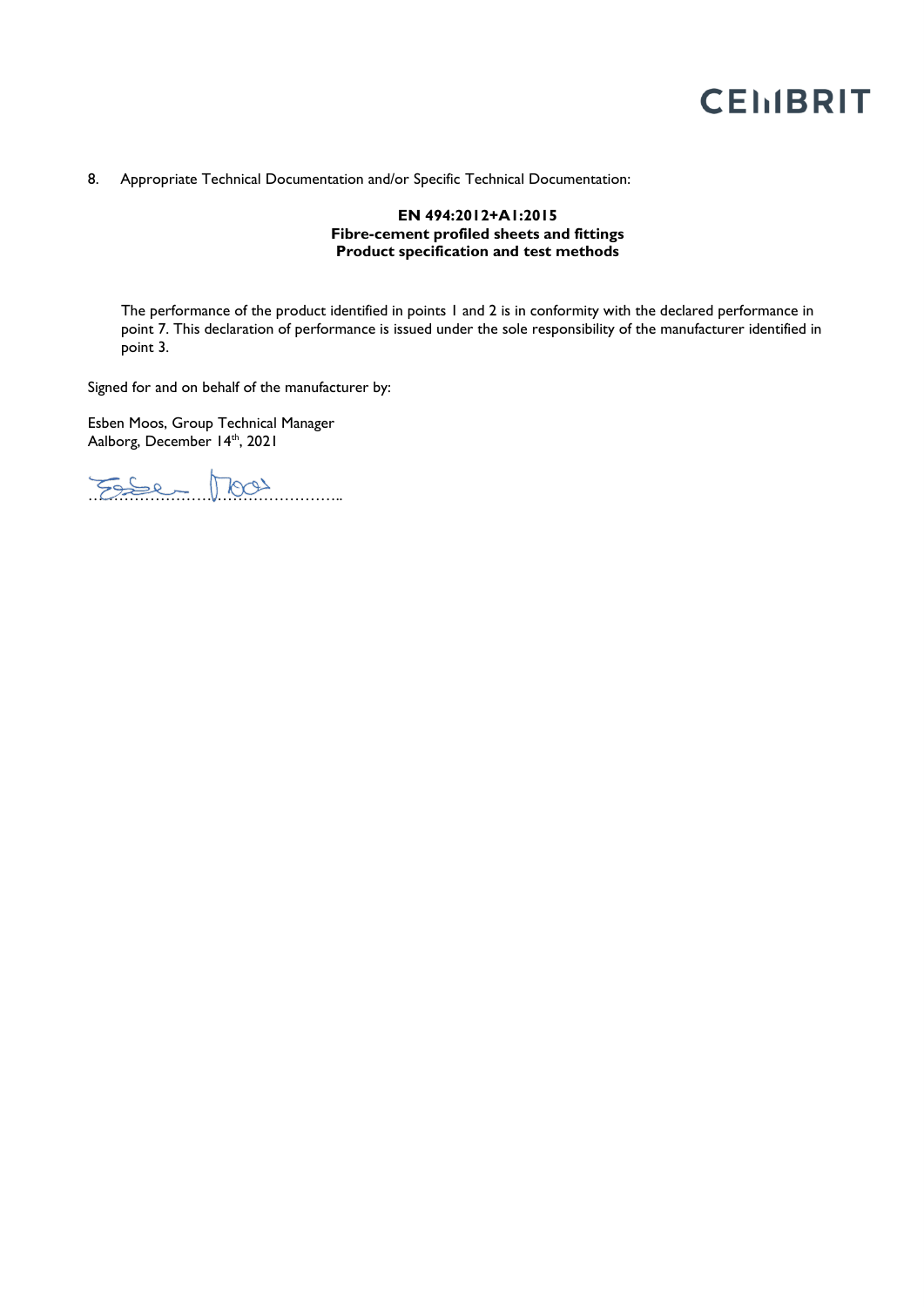8. Appropriate Technical Documentation and/or Specific Technical Documentation:

**EN 494:2012+A1:2015**
**Fibre-cement profiled sheets and fittings**
**Product specification and test methods**

The performance of the product identified in points 1 and 2 is in conformity with the declared performance in point 7. This declaration of performance is issued under the sole responsibility of the manufacturer identified in point 3.

Signed for and on behalf of the manufacturer by:

Esben Moos, Group Technical Manager
Aalborg, December 14th, 2021

…………………………………………..